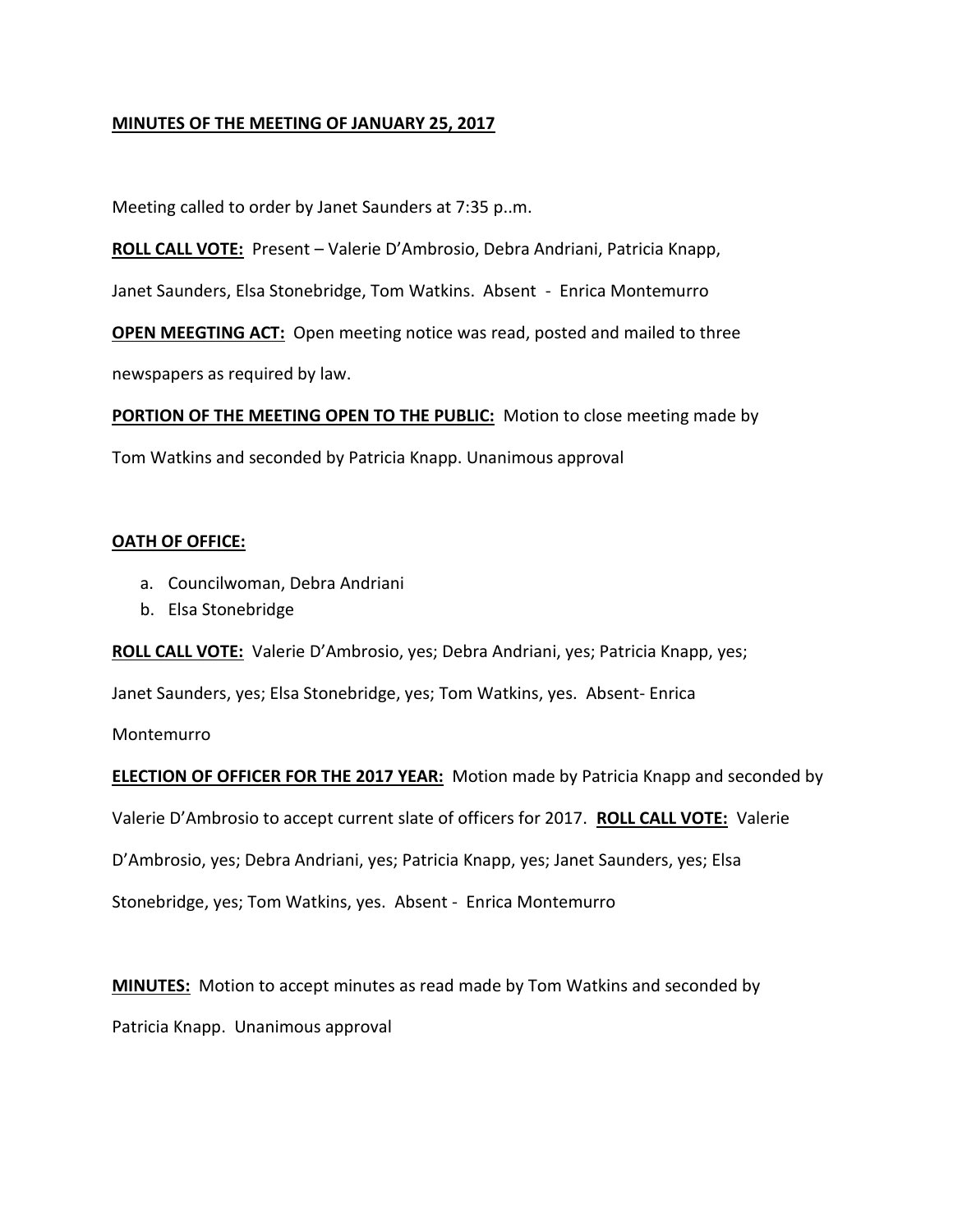**MINUTES OF THE MEETING OF JANUARY 25, 2017**

Meeting called to order by Janet Saunders at 7:35 p..m.

**ROLL CALL VOTE:** Present – Valerie D'Ambrosio, Debra Andriani, Patricia Knapp, Janet Saunders, Elsa Stonebridge, Tom Watkins. Absent - Enrica Montemurro

**OPEN MEEGTING ACT:** Open meeting notice was read, posted and mailed to three newspapers as required by law.

**PORTION OF THE MEETING OPEN TO THE PUBLIC:** Motion to close meeting made by Tom Watkins and seconded by Patricia Knapp. Unanimous approval

**OATH OF OFFICE:**

a. Councilwoman, Debra Andriani
b. Elsa Stonebridge

**ROLL CALL VOTE:** Valerie D'Ambrosio, yes; Debra Andriani, yes; Patricia Knapp, yes; Janet Saunders, yes; Elsa Stonebridge, yes; Tom Watkins, yes. Absent- Enrica Montemurro

**ELECTION OF OFFICER FOR THE 2017 YEAR:** Motion made by Patricia Knapp and seconded by Valerie D'Ambrosio to accept current slate of officers for 2017. **ROLL CALL VOTE:** Valerie D'Ambrosio, yes; Debra Andriani, yes; Patricia Knapp, yes; Janet Saunders, yes; Elsa Stonebridge, yes; Tom Watkins, yes. Absent - Enrica Montemurro

**MINUTES:** Motion to accept minutes as read made by Tom Watkins and seconded by Patricia Knapp. Unanimous approval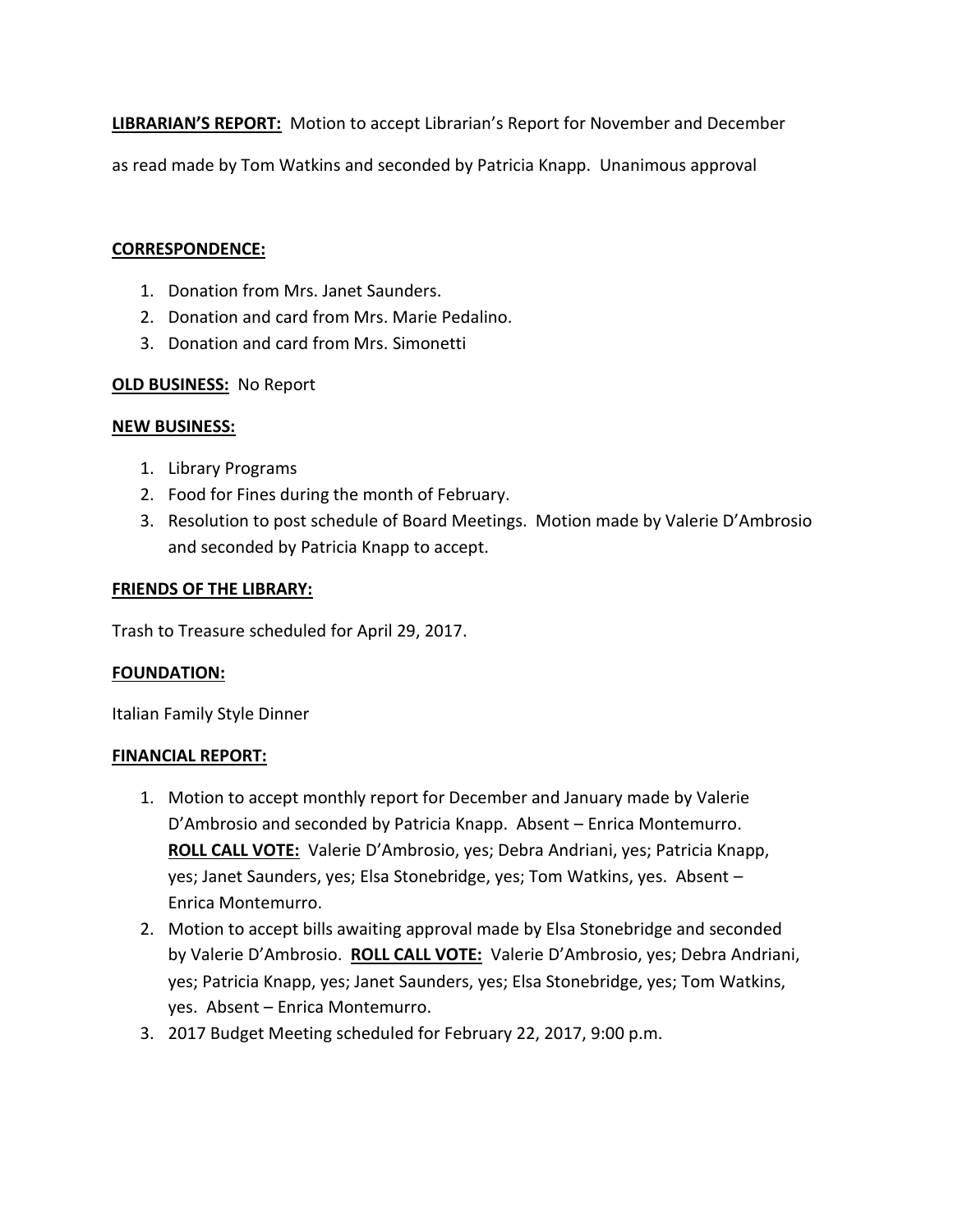**LIBRARIAN'S REPORT:** Motion to accept Librarian's Report for November and December as read made by Tom Watkins and seconded by Patricia Knapp. Unanimous approval

**CORRESPONDENCE:**

1. Donation from Mrs. Janet Saunders.
2. Donation and card from Mrs. Marie Pedalino.
3. Donation and card from Mrs. Simonetti

**OLD BUSINESS:** No Report

**NEW BUSINESS:**

1. Library Programs
2. Food for Fines during the month of February.
3. Resolution to post schedule of Board Meetings. Motion made by Valerie D'Ambrosio and seconded by Patricia Knapp to accept.

**FRIENDS OF THE LIBRARY:**

Trash to Treasure scheduled for April 29, 2017.

**FOUNDATION:**

Italian Family Style Dinner

**FINANCIAL REPORT:**

1. Motion to accept monthly report for December and January made by Valerie D'Ambrosio and seconded by Patricia Knapp. Absent – Enrica Montemurro. **ROLL CALL VOTE:** Valerie D'Ambrosio, yes; Debra Andriani, yes; Patricia Knapp, yes; Janet Saunders, yes; Elsa Stonebridge, yes; Tom Watkins, yes. Absent – Enrica Montemurro.
2. Motion to accept bills awaiting approval made by Elsa Stonebridge and seconded by Valerie D'Ambrosio. **ROLL CALL VOTE:** Valerie D'Ambrosio, yes; Debra Andriani, yes; Patricia Knapp, yes; Janet Saunders, yes; Elsa Stonebridge, yes; Tom Watkins, yes. Absent – Enrica Montemurro.
3. 2017 Budget Meeting scheduled for February 22, 2017, 9:00 p.m.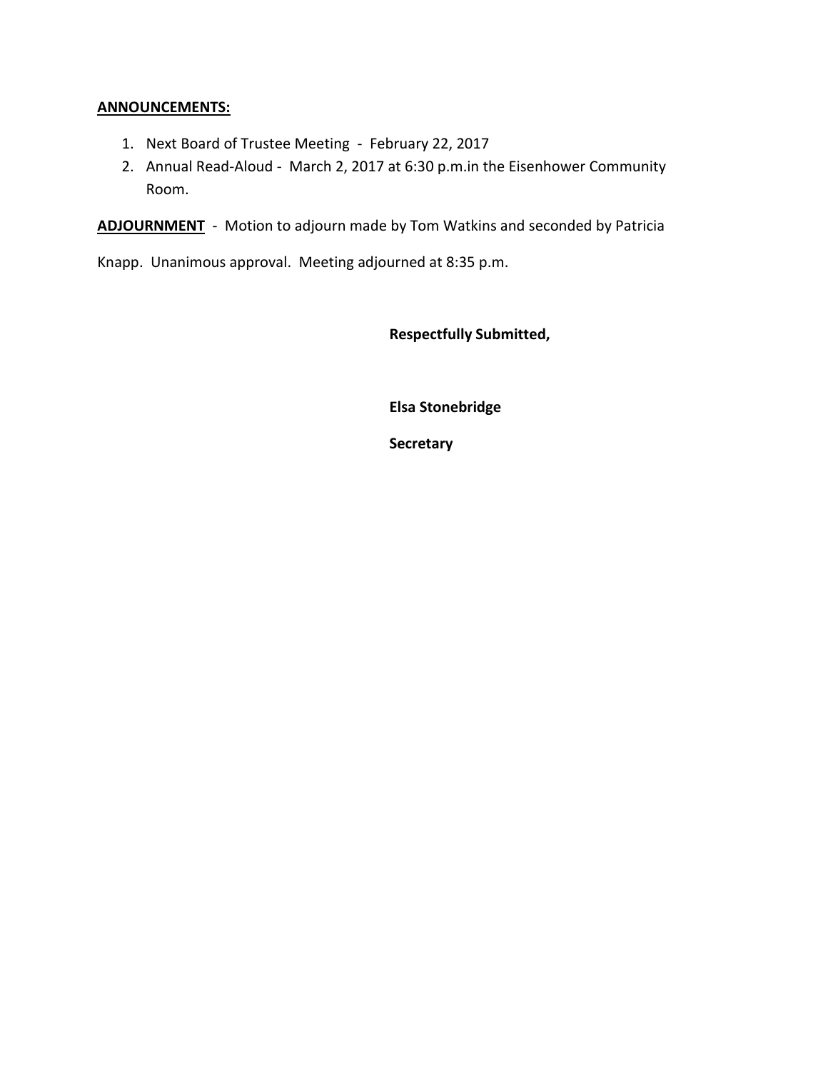**ANNOUNCEMENTS:**

1. Next Board of Trustee Meeting - February 22, 2017
2. Annual Read-Aloud - March 2, 2017 at 6:30 p.m.in the Eisenhower Community Room.

**ADJOURNMENT** - Motion to adjourn made by Tom Watkins and seconded by Patricia Knapp. Unanimous approval. Meeting adjourned at 8:35 p.m.

**Respectfully Submitted,**

**Elsa Stonebridge**

**Secretary**